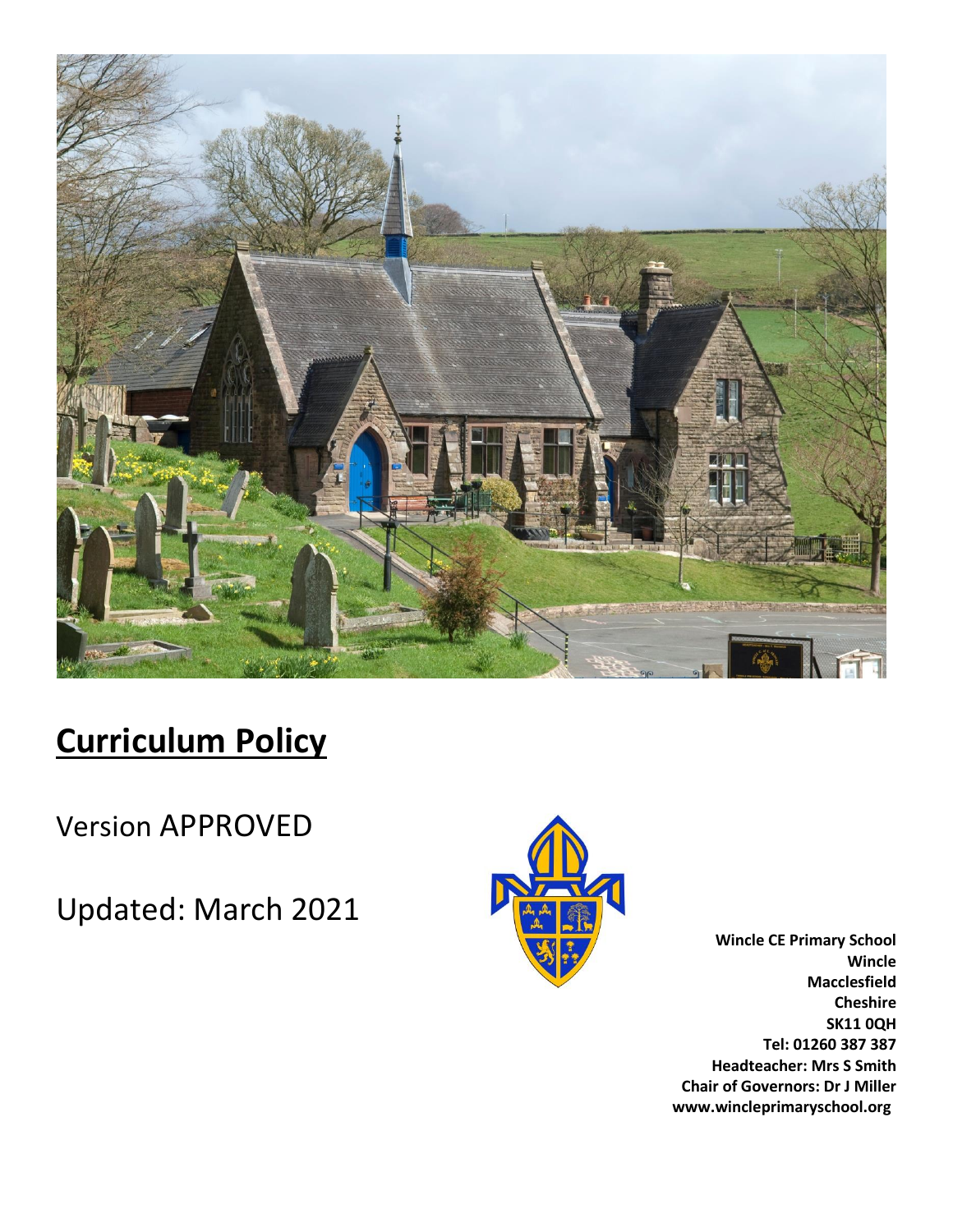# **Curriculum Policy**

Version APPROVED

Updated: March 2021

**Wincle CE Primary School**
**Wincle**
**Macclesfield**
**Cheshire**
**SK11 0QH**
**Tel: 01260 387 387**
**Headteacher: Mrs S Smith**
**Chair of Governors: Dr J Miller**
**www.wincleprimaryschool.org**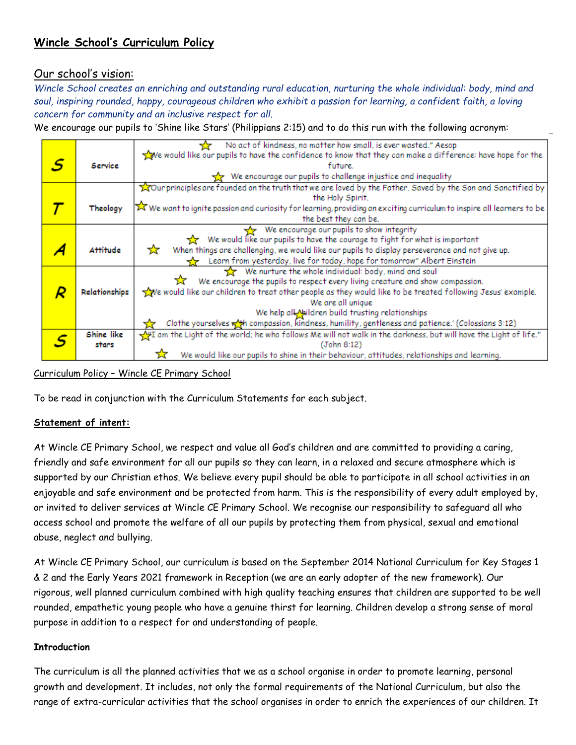# Wincle School's Curriculum Policy

## Our school's vision:

*Wincle School creates an enriching and outstanding rural education, nurturing the whole individual: body, mind and soul, inspiring rounded, happy, courageous children who exhibit a passion for learning, a confident faith, a loving concern for community and an inclusive respect for all.*

We encourage our pupils to 'Shine like Stars' (Philippians 2:15) and to do this run with the following acronym:

| | | |
|---|---|---|
| **S** | **Service** | ☆ No act of kindness, no matter how small, is ever wasted." Aesop<br>☆ We would like our pupils to have the confidence to know that they can make a difference: have hope for the future.<br>☆ We encourage our pupils to challenge injustice and inequality |
| **T** | **Theology** | ☆ Our principles are founded on the truth that we are loved by the Father, Saved by the Son and Sanctified by the Holy Spirit.<br>☆ We want to ignite passion and curiosity for learning, providing an exciting curriculum to inspire all learners to be the best they can be. |
| **A** | **Attitude** | ☆ We encourage our pupils to show integrity<br>☆ We would like our pupils to have the courage to fight for what is important<br>☆ When things are challenging, we would like our pupils to display perseverance and not give up.<br>☆ Learn from yesterday, live for today, hope for tomorrow" Albert Einstein |
| **R** | **Relationships** | ☆ We nurture the whole individual: body, mind and soul<br>☆ We encourage the pupils to respect every living creature and show compassion.<br>☆ We would like our children to treat other people as they would like to be treated following Jesus' example.<br>We are all unique<br>We help all children build trusting relationships<br>☆ Clothe yourselves with compassion, kindness, humility, gentleness and patience.' (Colossians 3:12) |
| **S** | **Shine like stars** | ☆ "I am the Light of the world; he who follows Me will not walk in the darkness, but will have the Light of life." (John 8:12)<br>☆ We would like our pupils to shine in their behaviour, attitudes, relationships and learning. |

Curriculum Policy – Wincle CE Primary School

To be read in conjunction with the Curriculum Statements for each subject.

**Statement of intent:**

At Wincle CE Primary School, we respect and value all God's children and are committed to providing a caring, friendly and safe environment for all our pupils so they can learn, in a relaxed and secure atmosphere which is supported by our Christian ethos. We believe every pupil should be able to participate in all school activities in an enjoyable and safe environment and be protected from harm. This is the responsibility of every adult employed by, or invited to deliver services at Wincle CE Primary School. We recognise our responsibility to safeguard all who access school and promote the welfare of all our pupils by protecting them from physical, sexual and emotional abuse, neglect and bullying.

At Wincle CE Primary School, our curriculum is based on the September 2014 National Curriculum for Key Stages 1 & 2 and the Early Years 2021 framework in Reception (we are an early adopter of the new framework). Our rigorous, well planned curriculum combined with high quality teaching ensures that children are supported to be well rounded, empathetic young people who have a genuine thirst for learning. Children develop a strong sense of moral purpose in addition to a respect for and understanding of people.

**Introduction**

The curriculum is all the planned activities that we as a school organise in order to promote learning, personal growth and development. It includes, not only the formal requirements of the National Curriculum, but also the range of extra-curricular activities that the school organises in order to enrich the experiences of our children. It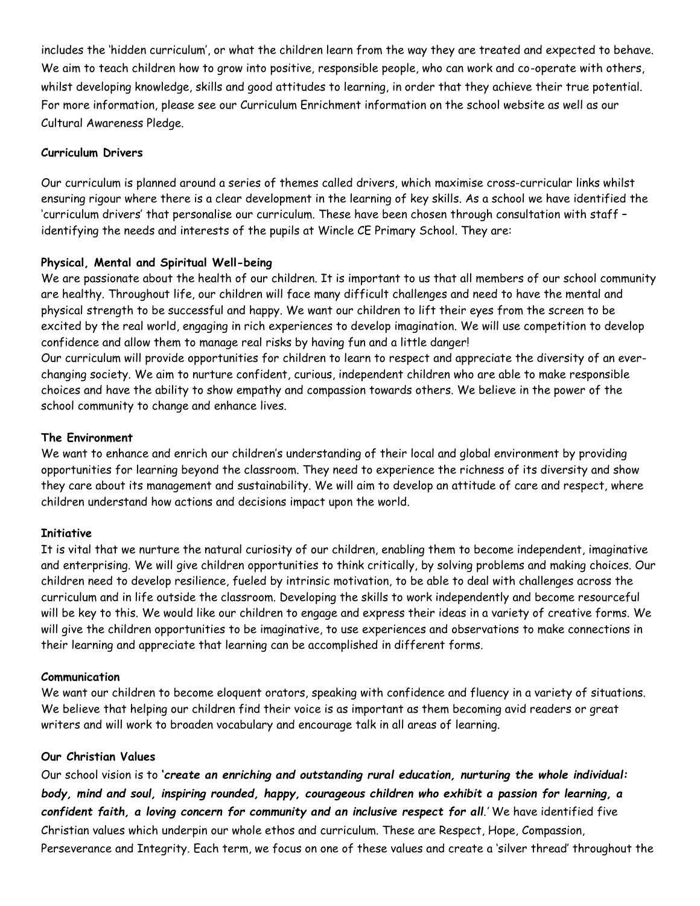includes the 'hidden curriculum', or what the children learn from the way they are treated and expected to behave. We aim to teach children how to grow into positive, responsible people, who can work and co-operate with others, whilst developing knowledge, skills and good attitudes to learning, in order that they achieve their true potential. For more information, please see our Curriculum Enrichment information on the school website as well as our Cultural Awareness Pledge.

**Curriculum Drivers**

Our curriculum is planned around a series of themes called drivers, which maximise cross-curricular links whilst ensuring rigour where there is a clear development in the learning of key skills. As a school we have identified the 'curriculum drivers' that personalise our curriculum. These have been chosen through consultation with staff – identifying the needs and interests of the pupils at Wincle CE Primary School. They are:

**Physical, Mental and Spiritual Well-being**

We are passionate about the health of our children. It is important to us that all members of our school community are healthy. Throughout life, our children will face many difficult challenges and need to have the mental and physical strength to be successful and happy. We want our children to lift their eyes from the screen to be excited by the real world, engaging in rich experiences to develop imagination. We will use competition to develop confidence and allow them to manage real risks by having fun and a little danger!

Our curriculum will provide opportunities for children to learn to respect and appreciate the diversity of an ever-changing society. We aim to nurture confident, curious, independent children who are able to make responsible choices and have the ability to show empathy and compassion towards others. We believe in the power of the school community to change and enhance lives.

**The Environment**

We want to enhance and enrich our children's understanding of their local and global environment by providing opportunities for learning beyond the classroom. They need to experience the richness of its diversity and show they care about its management and sustainability. We will aim to develop an attitude of care and respect, where children understand how actions and decisions impact upon the world.

**Initiative**

It is vital that we nurture the natural curiosity of our children, enabling them to become independent, imaginative and enterprising. We will give children opportunities to think critically, by solving problems and making choices. Our children need to develop resilience, fueled by intrinsic motivation, to be able to deal with challenges across the curriculum and in life outside the classroom. Developing the skills to work independently and become resourceful will be key to this. We would like our children to engage and express their ideas in a variety of creative forms. We will give the children opportunities to be imaginative, to use experiences and observations to make connections in their learning and appreciate that learning can be accomplished in different forms.

**Communication**

We want our children to become eloquent orators, speaking with confidence and fluency in a variety of situations. We believe that helping our children find their voice is as important as them becoming avid readers or great writers and will work to broaden vocabulary and encourage talk in all areas of learning.

**Our Christian Values**

Our school vision is to ***'create an enriching and outstanding rural education, nurturing the whole individual: body, mind and soul, inspiring rounded, happy, courageous children who exhibit a passion for learning, a confident faith, a loving concern for community and an inclusive respect for all**.'* We have identified five Christian values which underpin our whole ethos and curriculum. These are Respect, Hope, Compassion, Perseverance and Integrity. Each term, we focus on one of these values and create a 'silver thread' throughout the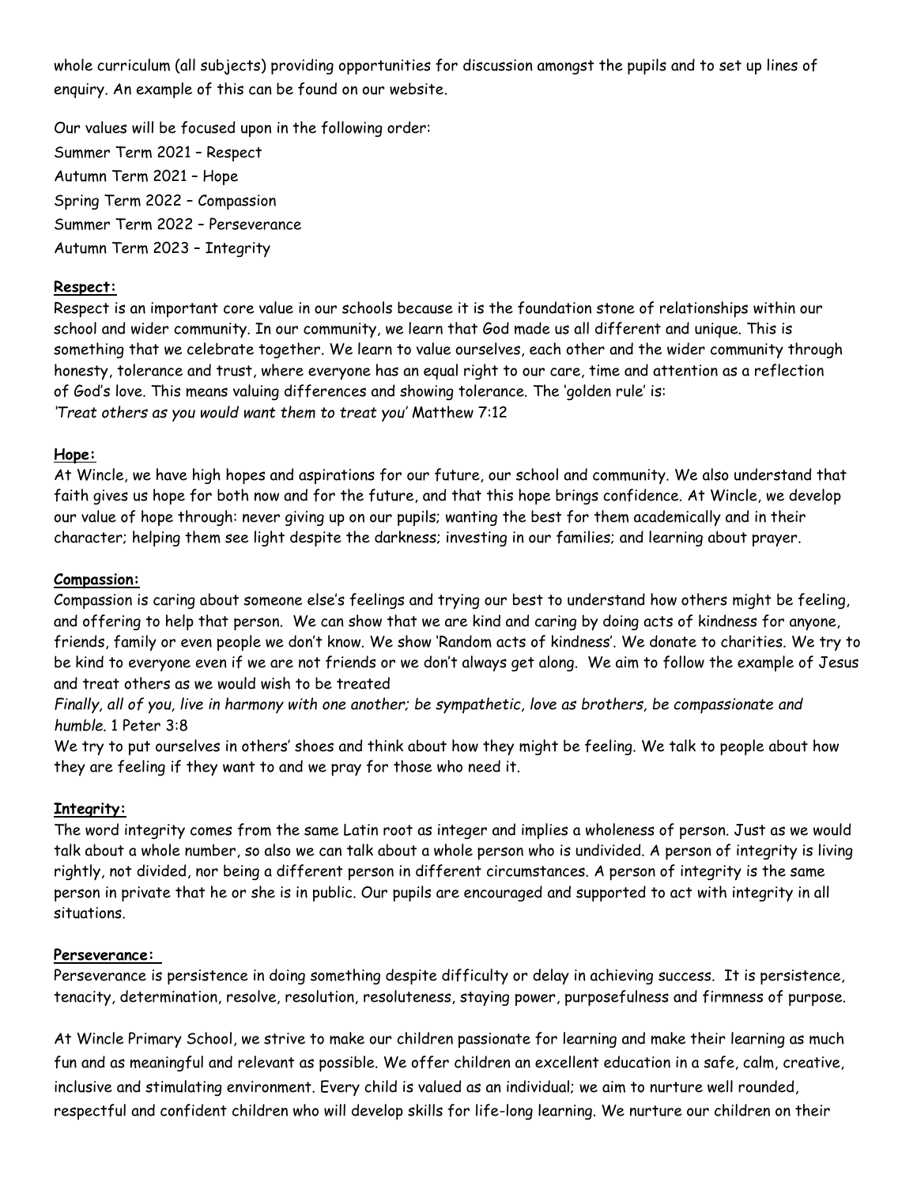whole curriculum (all subjects) providing opportunities for discussion amongst the pupils and to set up lines of enquiry. An example of this can be found on our website.

Our values will be focused upon in the following order:
Summer Term 2021 – Respect
Autumn Term 2021 – Hope
Spring Term 2022 – Compassion
Summer Term 2022 – Perseverance
Autumn Term 2023 – Integrity

**Respect:**

Respect is an important core value in our schools because it is the foundation stone of relationships within our school and wider community. In our community, we learn that God made us all different and unique. This is something that we celebrate together. We learn to value ourselves, each other and the wider community through honesty, tolerance and trust, where everyone has an equal right to our care, time and attention as a reflection of God's love. This means valuing differences and showing tolerance. The 'golden rule' is:
*'Treat others as you would want them to treat you'* Matthew 7:12

**Hope:**

At Wincle, we have high hopes and aspirations for our future, our school and community. We also understand that faith gives us hope for both now and for the future, and that this hope brings confidence. At Wincle, we develop our value of hope through: never giving up on our pupils; wanting the best for them academically and in their character; helping them see light despite the darkness; investing in our families; and learning about prayer.

**Compassion:**

Compassion is caring about someone else's feelings and trying our best to understand how others might be feeling, and offering to help that person. We can show that we are kind and caring by doing acts of kindness for anyone, friends, family or even people we don't know. We show 'Random acts of kindness'. We donate to charities. We try to be kind to everyone even if we are not friends or we don't always get along. We aim to follow the example of Jesus and treat others as we would wish to be treated
*Finally, all of you, live in harmony with one another; be sympathetic, love as brothers, be compassionate and humble.* 1 Peter 3:8
We try to put ourselves in others' shoes and think about how they might be feeling. We talk to people about how they are feeling if they want to and we pray for those who need it.

**Integrity:**

The word integrity comes from the same Latin root as integer and implies a wholeness of person. Just as we would talk about a whole number, so also we can talk about a whole person who is undivided. A person of integrity is living rightly, not divided, nor being a different person in different circumstances. A person of integrity is the same person in private that he or she is in public. Our pupils are encouraged and supported to act with integrity in all situations.

**Perseverance:**

Perseverance is persistence in doing something despite difficulty or delay in achieving success. It is persistence, tenacity, determination, resolve, resolution, resoluteness, staying power, purposefulness and firmness of purpose.

At Wincle Primary School, we strive to make our children passionate for learning and make their learning as much fun and as meaningful and relevant as possible. We offer children an excellent education in a safe, calm, creative, inclusive and stimulating environment. Every child is valued as an individual; we aim to nurture well rounded, respectful and confident children who will develop skills for life-long learning. We nurture our children on their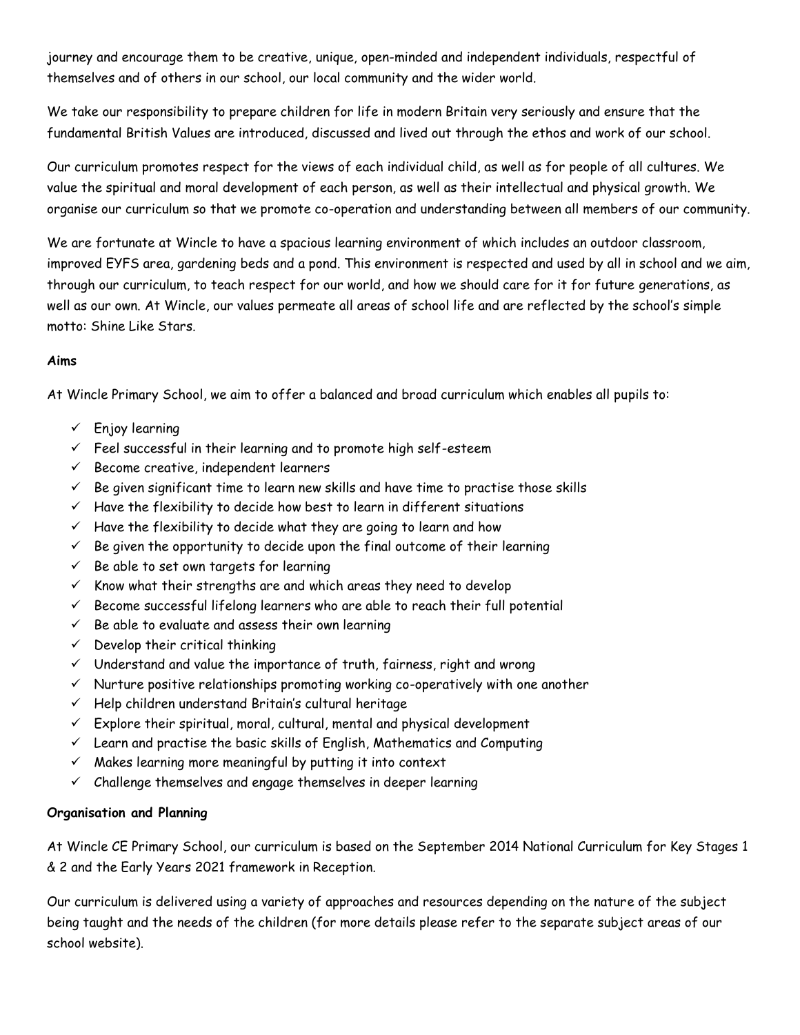journey and encourage them to be creative, unique, open-minded and independent individuals, respectful of themselves and of others in our school, our local community and the wider world.

We take our responsibility to prepare children for life in modern Britain very seriously and ensure that the fundamental British Values are introduced, discussed and lived out through the ethos and work of our school.

Our curriculum promotes respect for the views of each individual child, as well as for people of all cultures. We value the spiritual and moral development of each person, as well as their intellectual and physical growth. We organise our curriculum so that we promote co-operation and understanding between all members of our community.

We are fortunate at Wincle to have a spacious learning environment of which includes an outdoor classroom, improved EYFS area, gardening beds and a pond. This environment is respected and used by all in school and we aim, through our curriculum, to teach respect for our world, and how we should care for it for future generations, as well as our own. At Wincle, our values permeate all areas of school life and are reflected by the school's simple motto: Shine Like Stars.

**Aims**

At Wincle Primary School, we aim to offer a balanced and broad curriculum which enables all pupils to:

- ✓ Enjoy learning
- ✓ Feel successful in their learning and to promote high self-esteem
- ✓ Become creative, independent learners
- ✓ Be given significant time to learn new skills and have time to practise those skills
- ✓ Have the flexibility to decide how best to learn in different situations
- ✓ Have the flexibility to decide what they are going to learn and how
- ✓ Be given the opportunity to decide upon the final outcome of their learning
- ✓ Be able to set own targets for learning
- ✓ Know what their strengths are and which areas they need to develop
- ✓ Become successful lifelong learners who are able to reach their full potential
- ✓ Be able to evaluate and assess their own learning
- ✓ Develop their critical thinking
- ✓ Understand and value the importance of truth, fairness, right and wrong
- ✓ Nurture positive relationships promoting working co-operatively with one another
- ✓ Help children understand Britain's cultural heritage
- ✓ Explore their spiritual, moral, cultural, mental and physical development
- ✓ Learn and practise the basic skills of English, Mathematics and Computing
- ✓ Makes learning more meaningful by putting it into context
- ✓ Challenge themselves and engage themselves in deeper learning

**Organisation and Planning**

At Wincle CE Primary School, our curriculum is based on the September 2014 National Curriculum for Key Stages 1 & 2 and the Early Years 2021 framework in Reception.

Our curriculum is delivered using a variety of approaches and resources depending on the nature of the subject being taught and the needs of the children (for more details please refer to the separate subject areas of our school website).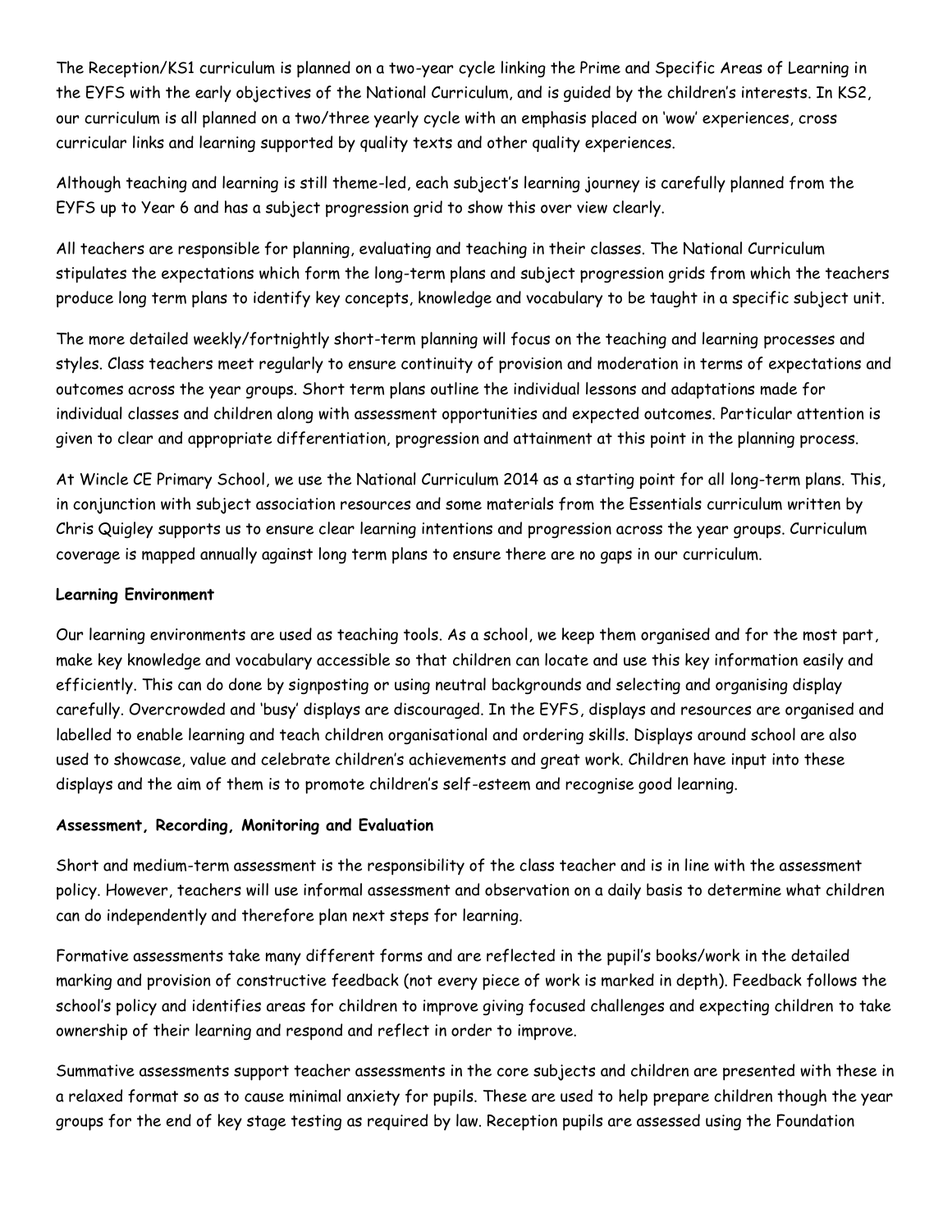The Reception/KS1 curriculum is planned on a two-year cycle linking the Prime and Specific Areas of Learning in the EYFS with the early objectives of the National Curriculum, and is guided by the children's interests. In KS2, our curriculum is all planned on a two/three yearly cycle with an emphasis placed on 'wow' experiences, cross curricular links and learning supported by quality texts and other quality experiences.

Although teaching and learning is still theme-led, each subject's learning journey is carefully planned from the EYFS up to Year 6 and has a subject progression grid to show this over view clearly.

All teachers are responsible for planning, evaluating and teaching in their classes. The National Curriculum stipulates the expectations which form the long-term plans and subject progression grids from which the teachers produce long term plans to identify key concepts, knowledge and vocabulary to be taught in a specific subject unit.

The more detailed weekly/fortnightly short-term planning will focus on the teaching and learning processes and styles. Class teachers meet regularly to ensure continuity of provision and moderation in terms of expectations and outcomes across the year groups. Short term plans outline the individual lessons and adaptations made for individual classes and children along with assessment opportunities and expected outcomes. Particular attention is given to clear and appropriate differentiation, progression and attainment at this point in the planning process.

At Wincle CE Primary School, we use the National Curriculum 2014 as a starting point for all long-term plans. This, in conjunction with subject association resources and some materials from the Essentials curriculum written by Chris Quigley supports us to ensure clear learning intentions and progression across the year groups. Curriculum coverage is mapped annually against long term plans to ensure there are no gaps in our curriculum.

**Learning Environment**

Our learning environments are used as teaching tools. As a school, we keep them organised and for the most part, make key knowledge and vocabulary accessible so that children can locate and use this key information easily and efficiently. This can do done by signposting or using neutral backgrounds and selecting and organising display carefully. Overcrowded and 'busy' displays are discouraged. In the EYFS, displays and resources are organised and labelled to enable learning and teach children organisational and ordering skills. Displays around school are also used to showcase, value and celebrate children's achievements and great work. Children have input into these displays and the aim of them is to promote children's self-esteem and recognise good learning.

**Assessment, Recording, Monitoring and Evaluation**

Short and medium-term assessment is the responsibility of the class teacher and is in line with the assessment policy. However, teachers will use informal assessment and observation on a daily basis to determine what children can do independently and therefore plan next steps for learning.

Formative assessments take many different forms and are reflected in the pupil's books/work in the detailed marking and provision of constructive feedback (not every piece of work is marked in depth). Feedback follows the school's policy and identifies areas for children to improve giving focused challenges and expecting children to take ownership of their learning and respond and reflect in order to improve.

Summative assessments support teacher assessments in the core subjects and children are presented with these in a relaxed format so as to cause minimal anxiety for pupils. These are used to help prepare children though the year groups for the end of key stage testing as required by law. Reception pupils are assessed using the Foundation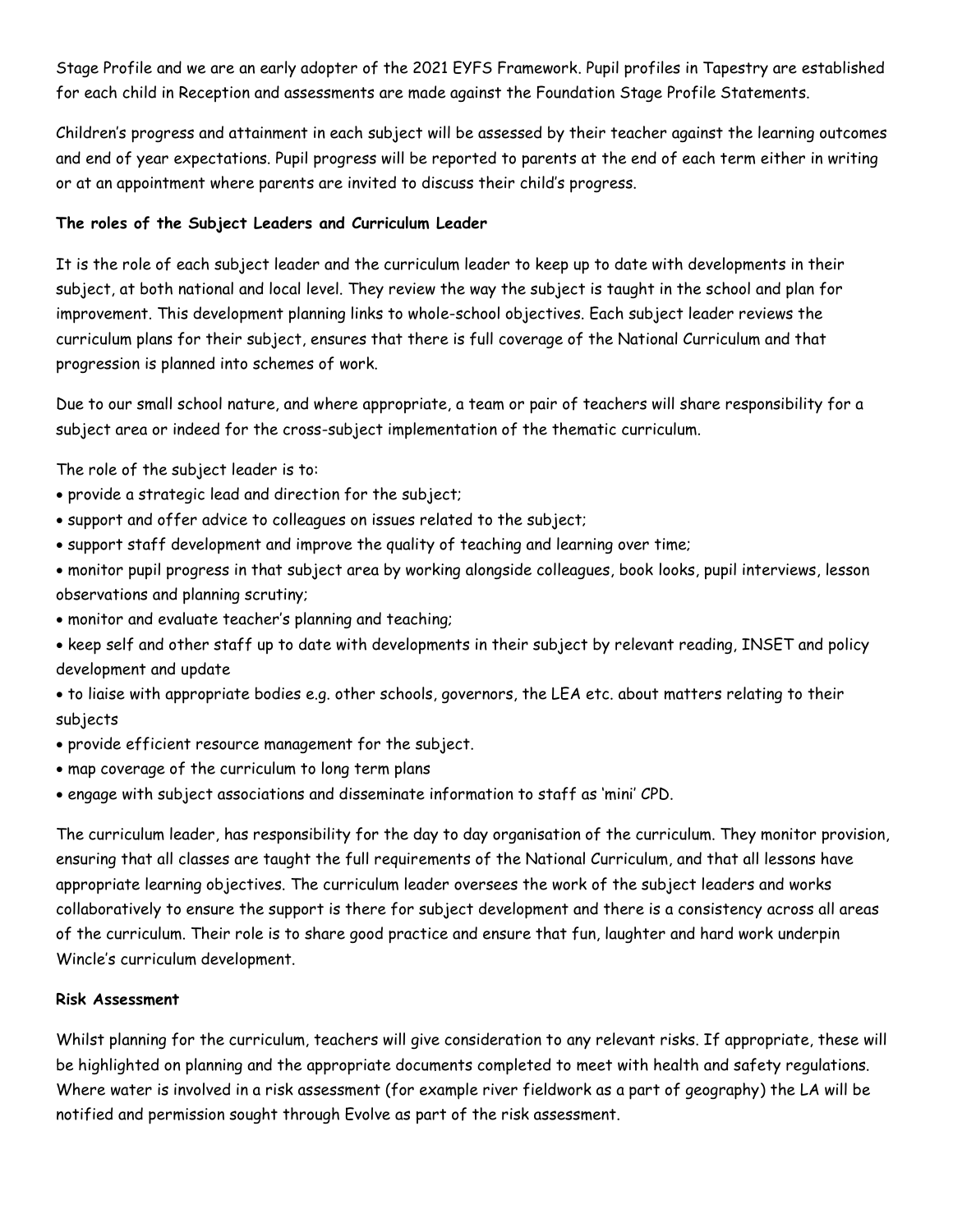Stage Profile and we are an early adopter of the 2021 EYFS Framework. Pupil profiles in Tapestry are established for each child in Reception and assessments are made against the Foundation Stage Profile Statements.

Children's progress and attainment in each subject will be assessed by their teacher against the learning outcomes and end of year expectations. Pupil progress will be reported to parents at the end of each term either in writing or at an appointment where parents are invited to discuss their child's progress.

**The roles of the Subject Leaders and Curriculum Leader**

It is the role of each subject leader and the curriculum leader to keep up to date with developments in their subject, at both national and local level. They review the way the subject is taught in the school and plan for improvement. This development planning links to whole-school objectives. Each subject leader reviews the curriculum plans for their subject, ensures that there is full coverage of the National Curriculum and that progression is planned into schemes of work.

Due to our small school nature, and where appropriate, a team or pair of teachers will share responsibility for a subject area or indeed for the cross-subject implementation of the thematic curriculum.

The role of the subject leader is to:

- provide a strategic lead and direction for the subject;
- support and offer advice to colleagues on issues related to the subject;
- support staff development and improve the quality of teaching and learning over time;
- monitor pupil progress in that subject area by working alongside colleagues, book looks, pupil interviews, lesson observations and planning scrutiny;
- monitor and evaluate teacher's planning and teaching;
- keep self and other staff up to date with developments in their subject by relevant reading, INSET and policy development and update
- to liaise with appropriate bodies e.g. other schools, governors, the LEA etc. about matters relating to their subjects
- provide efficient resource management for the subject.
- map coverage of the curriculum to long term plans
- engage with subject associations and disseminate information to staff as 'mini' CPD.

The curriculum leader, has responsibility for the day to day organisation of the curriculum. They monitor provision, ensuring that all classes are taught the full requirements of the National Curriculum, and that all lessons have appropriate learning objectives. The curriculum leader oversees the work of the subject leaders and works collaboratively to ensure the support is there for subject development and there is a consistency across all areas of the curriculum. Their role is to share good practice and ensure that fun, laughter and hard work underpin Wincle's curriculum development.

**Risk Assessment**

Whilst planning for the curriculum, teachers will give consideration to any relevant risks. If appropriate, these will be highlighted on planning and the appropriate documents completed to meet with health and safety regulations. Where water is involved in a risk assessment (for example river fieldwork as a part of geography) the LA will be notified and permission sought through Evolve as part of the risk assessment.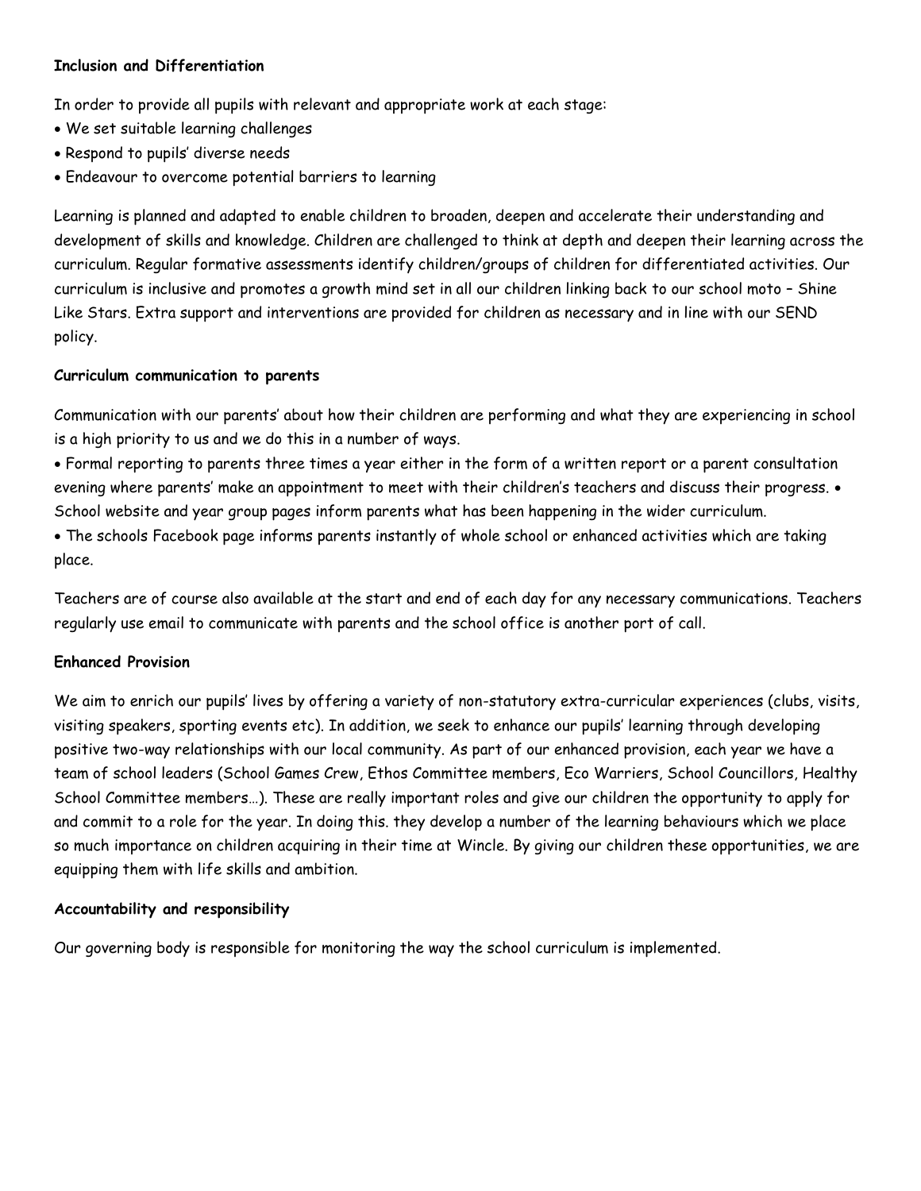**Inclusion and Differentiation**

In order to provide all pupils with relevant and appropriate work at each stage:

- We set suitable learning challenges
- Respond to pupils' diverse needs
- Endeavour to overcome potential barriers to learning

Learning is planned and adapted to enable children to broaden, deepen and accelerate their understanding and development of skills and knowledge. Children are challenged to think at depth and deepen their learning across the curriculum. Regular formative assessments identify children/groups of children for differentiated activities. Our curriculum is inclusive and promotes a growth mind set in all our children linking back to our school moto – Shine Like Stars. Extra support and interventions are provided for children as necessary and in line with our SEND policy.

**Curriculum communication to parents**

Communication with our parents' about how their children are performing and what they are experiencing in school is a high priority to us and we do this in a number of ways.

- Formal reporting to parents three times a year either in the form of a written report or a parent consultation evening where parents' make an appointment to meet with their children's teachers and discuss their progress.
- School website and year group pages inform parents what has been happening in the wider curriculum.
- The schools Facebook page informs parents instantly of whole school or enhanced activities which are taking place.

Teachers are of course also available at the start and end of each day for any necessary communications. Teachers regularly use email to communicate with parents and the school office is another port of call.

**Enhanced Provision**

We aim to enrich our pupils' lives by offering a variety of non-statutory extra-curricular experiences (clubs, visits, visiting speakers, sporting events etc). In addition, we seek to enhance our pupils' learning through developing positive two-way relationships with our local community. As part of our enhanced provision, each year we have a team of school leaders (School Games Crew, Ethos Committee members, Eco Warriers, School Councillors, Healthy School Committee members…). These are really important roles and give our children the opportunity to apply for and commit to a role for the year. In doing this. they develop a number of the learning behaviours which we place so much importance on children acquiring in their time at Wincle. By giving our children these opportunities, we are equipping them with life skills and ambition.

**Accountability and responsibility**

Our governing body is responsible for monitoring the way the school curriculum is implemented.